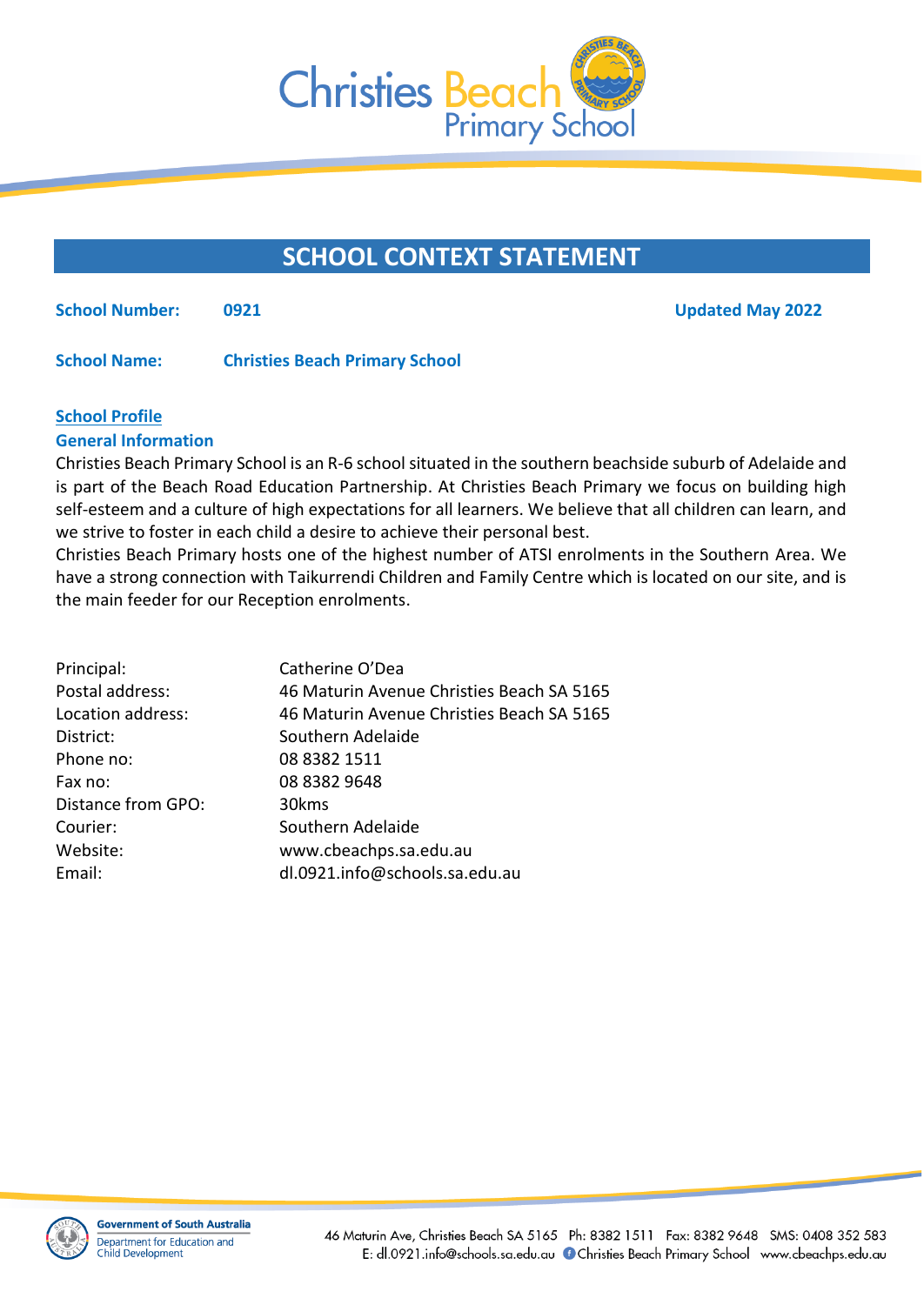# SCHOOL CONTEXT STATEMENT

**School Number:** **0921** **Updated May 2022**

**School Name:** **Christies Beach Primary School**

## School Profile

### General Information

Christies Beach Primary School is an R-6 school situated in the southern beachside suburb of Adelaide and is part of the Beach Road Education Partnership. At Christies Beach Primary we focus on building high self-esteem and a culture of high expectations for all learners. We believe that all children can learn, and we strive to foster in each child a desire to achieve their personal best.

Christies Beach Primary hosts one of the highest number of ATSI enrolments in the Southern Area. We have a strong connection with Taikurrendi Children and Family Centre which is located on our site, and is the main feeder for our Reception enrolments.

| | |
|---|---|
| Principal: | Catherine O'Dea |
| Postal address: | 46 Maturin Avenue Christies Beach SA 5165 |
| Location address: | 46 Maturin Avenue Christies Beach SA 5165 |
| District: | Southern Adelaide |
| Phone no: | 08 8382 1511 |
| Fax no: | 08 8382 9648 |
| Distance from GPO: | 30kms |
| Courier: | Southern Adelaide |
| Website: | www.cbeachps.sa.edu.au |
| Email: | dl.0921.info@schools.sa.edu.au |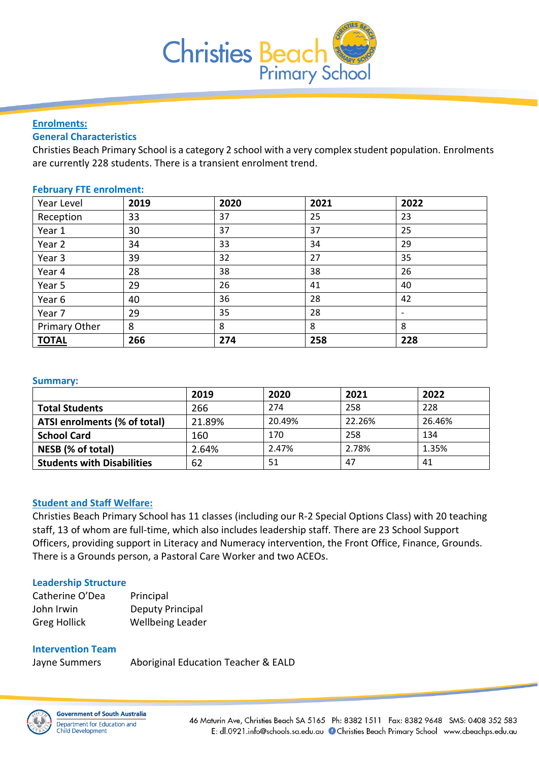## Enrolments:

### General Characteristics

Christies Beach Primary School is a category 2 school with a very complex student population. Enrolments are currently 228 students. There is a transient enrolment trend.

### February FTE enrolment:

| Year Level | 2019 | 2020 | 2021 | 2022 |
|---|---|---|---|---|
| Reception | 33 | 37 | 25 | 23 |
| Year 1 | 30 | 37 | 37 | 25 |
| Year 2 | 34 | 33 | 34 | 29 |
| Year 3 | 39 | 32 | 27 | 35 |
| Year 4 | 28 | 38 | 38 | 26 |
| Year 5 | 29 | 26 | 41 | 40 |
| Year 6 | 40 | 36 | 28 | 42 |
| Year 7 | 29 | 35 | 28 | - |
| Primary Other | 8 | 8 | 8 | 8 |
| **TOTAL** | **266** | **274** | **258** | **228** |

### Summary:

| | 2019 | 2020 | 2021 | 2022 |
|---|---|---|---|---|
| **Total Students** | 266 | 274 | 258 | 228 |
| **ATSI enrolments (% of total)** | 21.89% | 20.49% | 22.26% | 26.46% |
| **School Card** | 160 | 170 | 258 | 134 |
| **NESB (% of total)** | 2.64% | 2.47% | 2.78% | 1.35% |
| **Students with Disabilities** | 62 | 51 | 47 | 41 |

## Student and Staff Welfare:

Christies Beach Primary School has 11 classes (including our R-2 Special Options Class) with 20 teaching staff, 13 of whom are full-time, which also includes leadership staff. There are 23 School Support Officers, providing support in Literacy and Numeracy intervention, the Front Office, Finance, Grounds. There is a Grounds person, a Pastoral Care Worker and two ACEOs.

### Leadership Structure

Catherine O'Dea Principal
John Irwin Deputy Principal
Greg Hollick Wellbeing Leader

### Intervention Team

Jayne Summers Aboriginal Education Teacher & EALD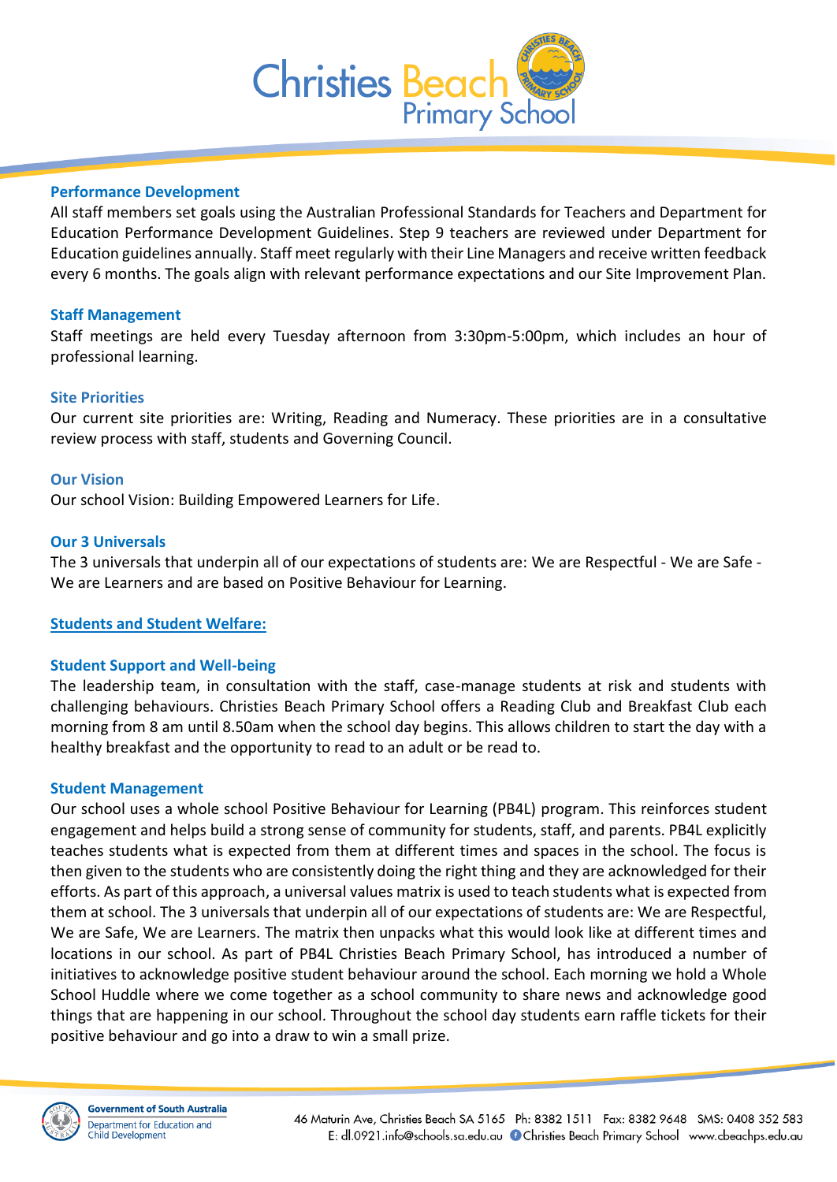### Performance Development

All staff members set goals using the Australian Professional Standards for Teachers and Department for Education Performance Development Guidelines. Step 9 teachers are reviewed under Department for Education guidelines annually. Staff meet regularly with their Line Managers and receive written feedback every 6 months. The goals align with relevant performance expectations and our Site Improvement Plan.

### Staff Management

Staff meetings are held every Tuesday afternoon from 3:30pm-5:00pm, which includes an hour of professional learning.

### Site Priorities

Our current site priorities are: Writing, Reading and Numeracy. These priorities are in a consultative review process with staff, students and Governing Council.

### Our Vision

Our school Vision: Building Empowered Learners for Life.

### Our 3 Universals

The 3 universals that underpin all of our expectations of students are: We are Respectful - We are Safe - We are Learners and are based on Positive Behaviour for Learning.

## Students and Student Welfare:

### Student Support and Well-being

The leadership team, in consultation with the staff, case-manage students at risk and students with challenging behaviours. Christies Beach Primary School offers a Reading Club and Breakfast Club each morning from 8 am until 8.50am when the school day begins. This allows children to start the day with a healthy breakfast and the opportunity to read to an adult or be read to.

### Student Management

Our school uses a whole school Positive Behaviour for Learning (PB4L) program. This reinforces student engagement and helps build a strong sense of community for students, staff, and parents. PB4L explicitly teaches students what is expected from them at different times and spaces in the school. The focus is then given to the students who are consistently doing the right thing and they are acknowledged for their efforts. As part of this approach, a universal values matrix is used to teach students what is expected from them at school. The 3 universals that underpin all of our expectations of students are: We are Respectful, We are Safe, We are Learners. The matrix then unpacks what this would look like at different times and locations in our school. As part of PB4L Christies Beach Primary School, has introduced a number of initiatives to acknowledge positive student behaviour around the school. Each morning we hold a Whole School Huddle where we come together as a school community to share news and acknowledge good things that are happening in our school. Throughout the school day students earn raffle tickets for their positive behaviour and go into a draw to win a small prize.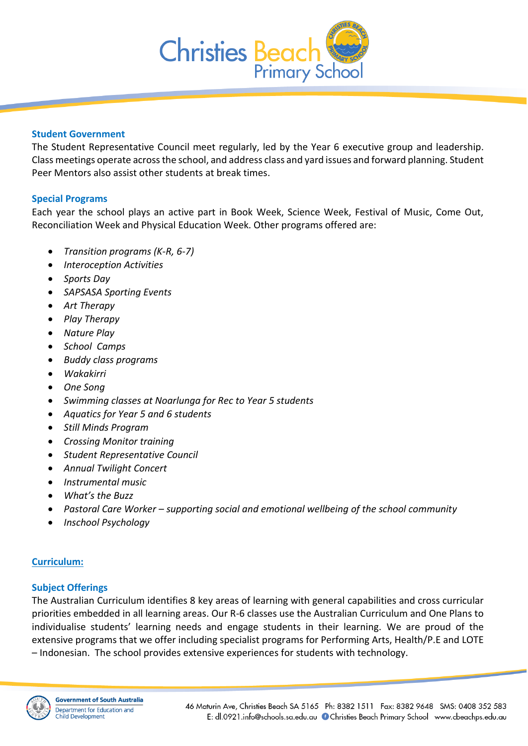### Student Government

The Student Representative Council meet regularly, led by the Year 6 executive group and leadership. Class meetings operate across the school, and address class and yard issues and forward planning. Student Peer Mentors also assist other students at break times.

### Special Programs

Each year the school plays an active part in Book Week, Science Week, Festival of Music, Come Out, Reconciliation Week and Physical Education Week. Other programs offered are:

- *Transition programs (K-R, 6-7)*
- *Interoception Activities*
- *Sports Day*
- *SAPSASA Sporting Events*
- *Art Therapy*
- *Play Therapy*
- *Nature Play*
- *School Camps*
- *Buddy class programs*
- *Wakakirri*
- *One Song*
- *Swimming classes at Noarlunga for Rec to Year 5 students*
- *Aquatics for Year 5 and 6 students*
- *Still Minds Program*
- *Crossing Monitor training*
- *Student Representative Council*
- *Annual Twilight Concert*
- *Instrumental music*
- *What's the Buzz*
- *Pastoral Care Worker – supporting social and emotional wellbeing of the school community*
- *Inschool Psychology*

## Curriculum:

### Subject Offerings

The Australian Curriculum identifies 8 key areas of learning with general capabilities and cross curricular priorities embedded in all learning areas. Our R-6 classes use the Australian Curriculum and One Plans to individualise students' learning needs and engage students in their learning. We are proud of the extensive programs that we offer including specialist programs for Performing Arts, Health/P.E and LOTE – Indonesian. The school provides extensive experiences for students with technology.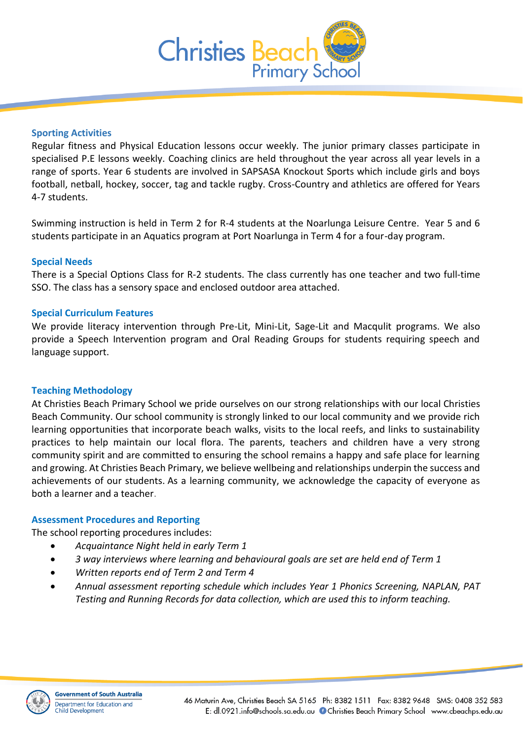## Sporting Activities

Regular fitness and Physical Education lessons occur weekly. The junior primary classes participate in specialised P.E lessons weekly. Coaching clinics are held throughout the year across all year levels in a range of sports. Year 6 students are involved in SAPSASA Knockout Sports which include girls and boys football, netball, hockey, soccer, tag and tackle rugby. Cross-Country and athletics are offered for Years 4-7 students.

Swimming instruction is held in Term 2 for R-4 students at the Noarlunga Leisure Centre. Year 5 and 6 students participate in an Aquatics program at Port Noarlunga in Term 4 for a four-day program.

## Special Needs

There is a Special Options Class for R-2 students. The class currently has one teacher and two full-time SSO. The class has a sensory space and enclosed outdoor area attached.

## Special Curriculum Features

We provide literacy intervention through Pre-Lit, Mini-Lit, Sage-Lit and Macqulit programs. We also provide a Speech Intervention program and Oral Reading Groups for students requiring speech and language support.

## Teaching Methodology

At Christies Beach Primary School we pride ourselves on our strong relationships with our local Christies Beach Community. Our school community is strongly linked to our local community and we provide rich learning opportunities that incorporate beach walks, visits to the local reefs, and links to sustainability practices to help maintain our local flora. The parents, teachers and children have a very strong community spirit and are committed to ensuring the school remains a happy and safe place for learning and growing. At Christies Beach Primary, we believe wellbeing and relationships underpin the success and achievements of our students. As a learning community, we acknowledge the capacity of everyone as both a learner and a teacher.

## Assessment Procedures and Reporting

The school reporting procedures includes:

- *Acquaintance Night held in early Term 1*
- *3 way interviews where learning and behavioural goals are set are held end of Term 1*
- *Written reports end of Term 2 and Term 4*
- *Annual assessment reporting schedule which includes Year 1 Phonics Screening, NAPLAN, PAT Testing and Running Records for data collection, which are used this to inform teaching.*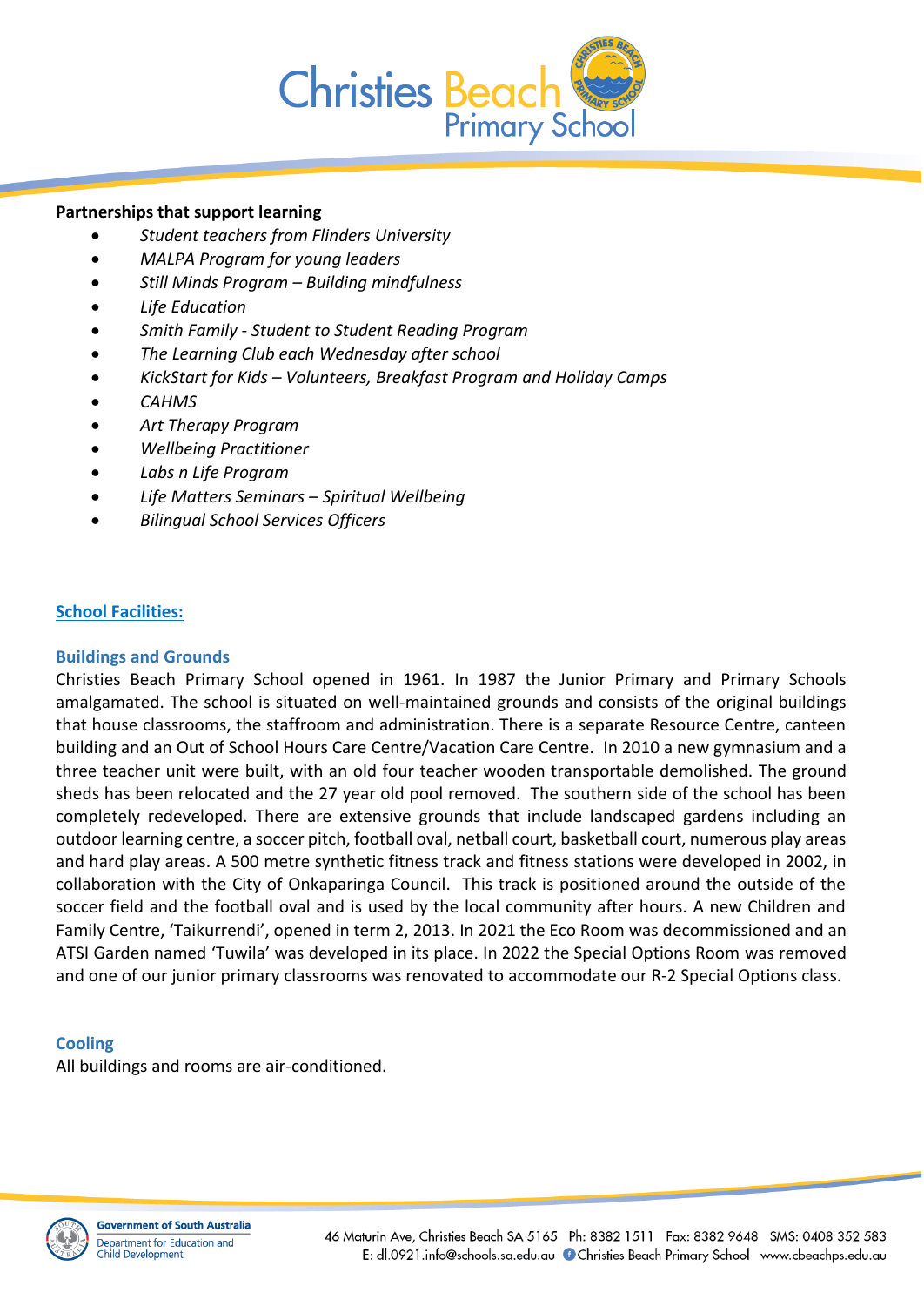**Partnerships that support learning**

- *Student teachers from Flinders University*
- *MALPA Program for young leaders*
- *Still Minds Program – Building mindfulness*
- *Life Education*
- *Smith Family - Student to Student Reading Program*
- *The Learning Club each Wednesday after school*
- *KickStart for Kids – Volunteers, Breakfast Program and Holiday Camps*
- *CAHMS*
- *Art Therapy Program*
- *Wellbeing Practitioner*
- *Labs n Life Program*
- *Life Matters Seminars – Spiritual Wellbeing*
- *Bilingual School Services Officers*

## School Facilities:

### Buildings and Grounds

Christies Beach Primary School opened in 1961. In 1987 the Junior Primary and Primary Schools amalgamated. The school is situated on well-maintained grounds and consists of the original buildings that house classrooms, the staffroom and administration. There is a separate Resource Centre, canteen building and an Out of School Hours Care Centre/Vacation Care Centre. In 2010 a new gymnasium and a three teacher unit were built, with an old four teacher wooden transportable demolished. The ground sheds has been relocated and the 27 year old pool removed. The southern side of the school has been completely redeveloped. There are extensive grounds that include landscaped gardens including an outdoor learning centre, a soccer pitch, football oval, netball court, basketball court, numerous play areas and hard play areas. A 500 metre synthetic fitness track and fitness stations were developed in 2002, in collaboration with the City of Onkaparinga Council. This track is positioned around the outside of the soccer field and the football oval and is used by the local community after hours. A new Children and Family Centre, 'Taikurrendi', opened in term 2, 2013. In 2021 the Eco Room was decommissioned and an ATSI Garden named 'Tuwila' was developed in its place. In 2022 the Special Options Room was removed and one of our junior primary classrooms was renovated to accommodate our R-2 Special Options class.

### Cooling

All buildings and rooms are air-conditioned.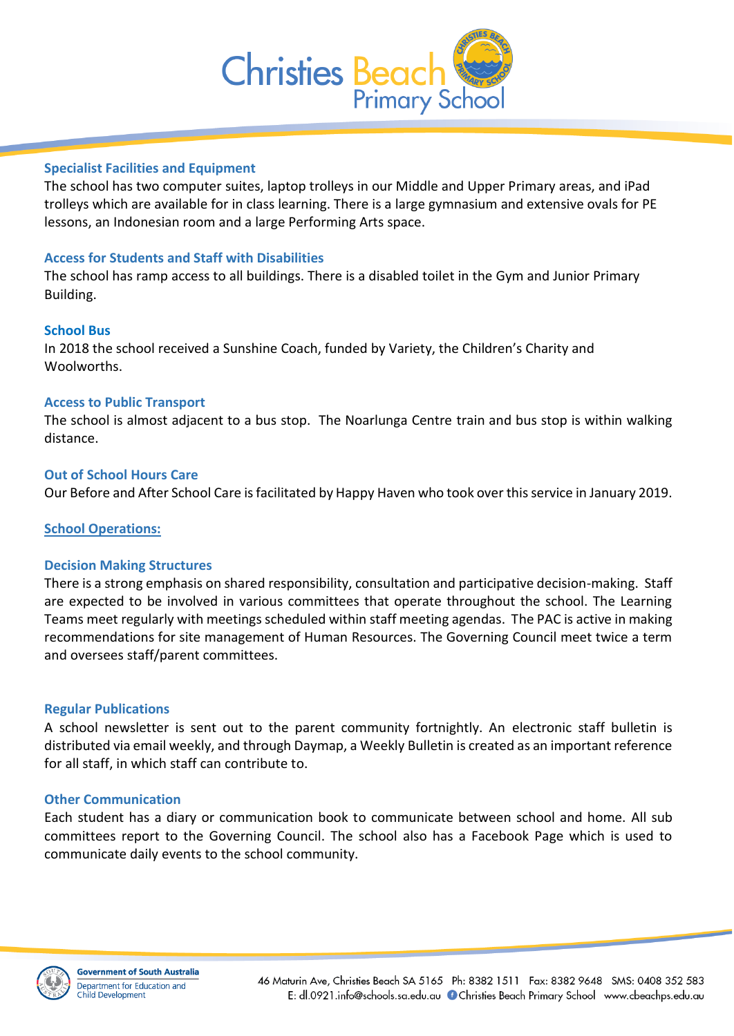### Specialist Facilities and Equipment

The school has two computer suites, laptop trolleys in our Middle and Upper Primary areas, and iPad trolleys which are available for in class learning. There is a large gymnasium and extensive ovals for PE lessons, an Indonesian room and a large Performing Arts space.

### Access for Students and Staff with Disabilities

The school has ramp access to all buildings. There is a disabled toilet in the Gym and Junior Primary Building.

### School Bus

In 2018 the school received a Sunshine Coach, funded by Variety, the Children's Charity and Woolworths.

### Access to Public Transport

The school is almost adjacent to a bus stop. The Noarlunga Centre train and bus stop is within walking distance.

### Out of School Hours Care

Our Before and After School Care is facilitated by Happy Haven who took over this service in January 2019.

## School Operations:

### Decision Making Structures

There is a strong emphasis on shared responsibility, consultation and participative decision-making. Staff are expected to be involved in various committees that operate throughout the school. The Learning Teams meet regularly with meetings scheduled within staff meeting agendas. The PAC is active in making recommendations for site management of Human Resources. The Governing Council meet twice a term and oversees staff/parent committees.

### Regular Publications

A school newsletter is sent out to the parent community fortnightly. An electronic staff bulletin is distributed via email weekly, and through Daymap, a Weekly Bulletin is created as an important reference for all staff, in which staff can contribute to.

### Other Communication

Each student has a diary or communication book to communicate between school and home. All sub committees report to the Governing Council. The school also has a Facebook Page which is used to communicate daily events to the school community.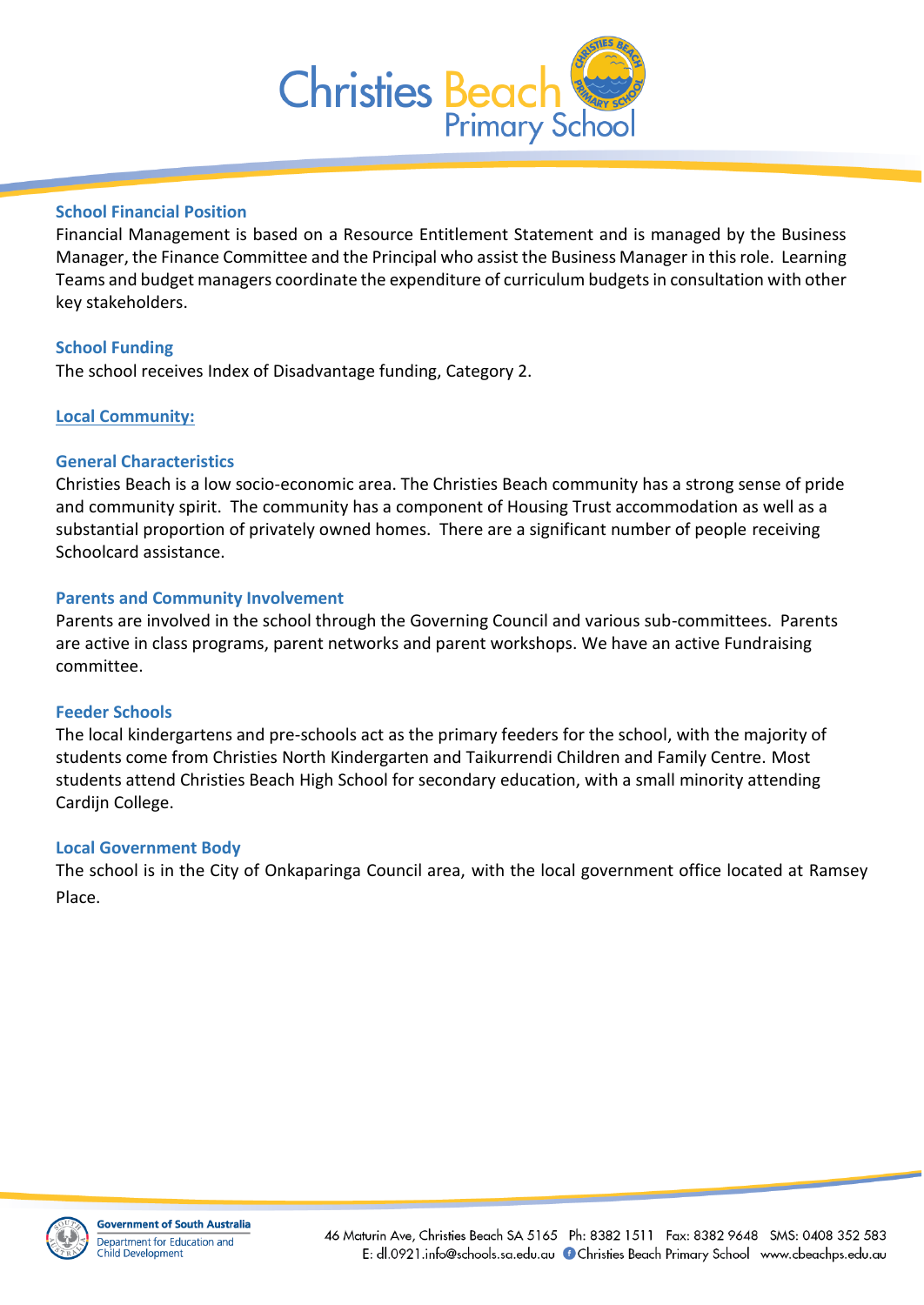### School Financial Position

Financial Management is based on a Resource Entitlement Statement and is managed by the Business Manager, the Finance Committee and the Principal who assist the Business Manager in this role. Learning Teams and budget managers coordinate the expenditure of curriculum budgets in consultation with other key stakeholders.

### School Funding

The school receives Index of Disadvantage funding, Category 2.

## Local Community:

### General Characteristics

Christies Beach is a low socio-economic area. The Christies Beach community has a strong sense of pride and community spirit. The community has a component of Housing Trust accommodation as well as a substantial proportion of privately owned homes. There are a significant number of people receiving Schoolcard assistance.

### Parents and Community Involvement

Parents are involved in the school through the Governing Council and various sub-committees. Parents are active in class programs, parent networks and parent workshops. We have an active Fundraising committee.

### Feeder Schools

The local kindergartens and pre-schools act as the primary feeders for the school, with the majority of students come from Christies North Kindergarten and Taikurrendi Children and Family Centre. Most students attend Christies Beach High School for secondary education, with a small minority attending Cardijn College.

### Local Government Body

The school is in the City of Onkaparinga Council area, with the local government office located at Ramsey Place.